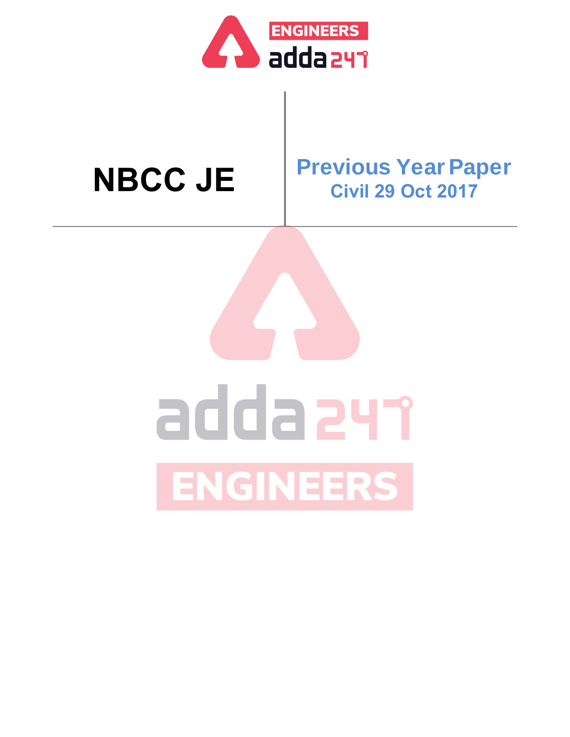# NBCC JE

## Previous Year Paper

### Civil 29 Oct 2017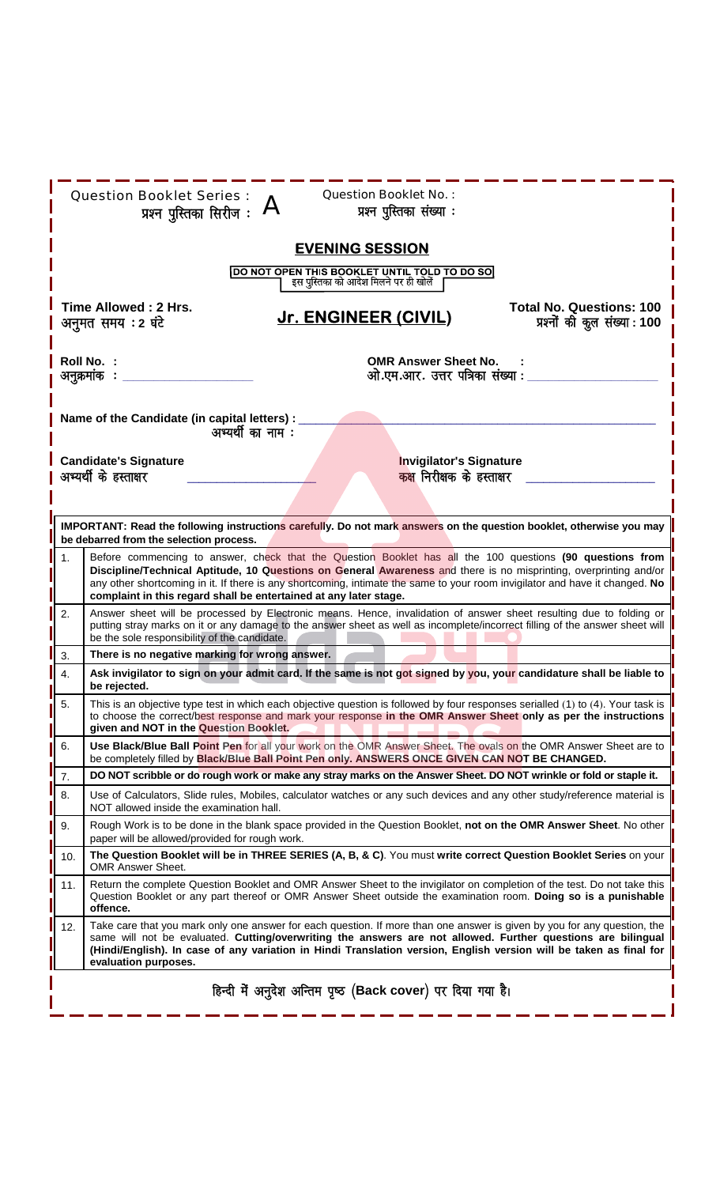Question Booklet Series : **A**
प्रश्न पुस्तिका सिरीज :

Question Booklet No. :
प्रश्न पुस्तिका संख्या :

## EVENING SESSION

**DO NOT OPEN THIS BOOKLET UNTIL TOLD TO DO SO**
इस पुस्तिका को आदेश मिलने पर ही खोलें

**Time Allowed : 2 Hrs.**
अनुमत समय : 2 घंटे

## Jr. ENGINEER (CIVIL)

**Total No. Questions: 100**
प्रश्नों की कुल संख्या : 100

**Roll No. :**
अनुक्रमांक : ____________________

**OMR Answer Sheet No. :**
ओ.एम.आर. उत्तर पत्रिका संख्या : ____________________

**Name of the Candidate (in capital letters) :** ______________________________
अभ्यर्थी का नाम :

**Candidate's Signature**
अभ्यर्थी के हस्ताक्षर ____________________

**Invigilator's Signature**
कक्ष निरीक्षक के हस्ताक्षर ____________________

**IMPORTANT: Read the following instructions carefully. Do not mark answers on the question booklet, otherwise you may be debarred from the selection process.**

1. Before commencing to answer, check that the Question Booklet has all the 100 questions **(90 questions from Discipline/Technical Aptitude, 10 Questions on General Awareness** and there is no misprinting, overprinting and/or any other shortcoming in it. If there is any shortcoming, intimate the same to your room invigilator and have it changed. **No complaint in this regard shall be entertained at any later stage.**
2. Answer sheet will be processed by Electronic means. Hence, invalidation of answer sheet resulting due to folding or putting stray marks on it or any damage to the answer sheet as well as incomplete/incorrect filling of the answer sheet will be the sole responsibility of the candidate.
3. **There is no negative marking for wrong answer.**
4. **Ask invigilator to sign on your admit card. If the same is not got signed by you, your candidature shall be liable to be rejected.**
5. This is an objective type test in which each objective question is followed by four responses serialled (1) to (4). Your task is to choose the correct/best response and mark your response **in the OMR Answer Sheet** only as per the instructions **given and NOT in the Question Booklet.**
6. **Use Black/Blue Ball Point Pen** for all your work on the OMR Answer Sheet. The ovals on the OMR Answer Sheet are to be completely filled by **Black/Blue Ball Point Pen only. ANSWERS ONCE GIVEN CAN NOT BE CHANGED.**
7. **DO NOT scribble or do rough work or make any stray marks on the Answer Sheet. DO NOT wrinkle or fold or staple it.**
8. Use of Calculators, Slide rules, Mobiles, calculator watches or any such devices and any other study/reference material is NOT allowed inside the examination hall.
9. Rough Work is to be done in the blank space provided in the Question Booklet, **not on the OMR Answer Sheet**. No other paper will be allowed/provided for rough work.
10. **The Question Booklet will be in THREE SERIES (A, B, & C)**. You must **write correct Question Booklet Series** on your OMR Answer Sheet.
11. Return the complete Question Booklet and OMR Answer Sheet to the invigilator on completion of the test. Do not take this Question Booklet or any part thereof or OMR Answer Sheet outside the examination room. **Doing so is a punishable offence.**
12. Take care that you mark only one answer for each question. If more than one answer is given by you for any question, the same will not be evaluated. **Cutting/overwriting the answers are not allowed. Further questions are bilingual (Hindi/English). In case of any variation in Hindi Translation version, English version will be taken as final for evaluation purposes.**

हिन्दी में अनुदेश अन्तिम पृष्ठ (Back cover) पर दिया गया है।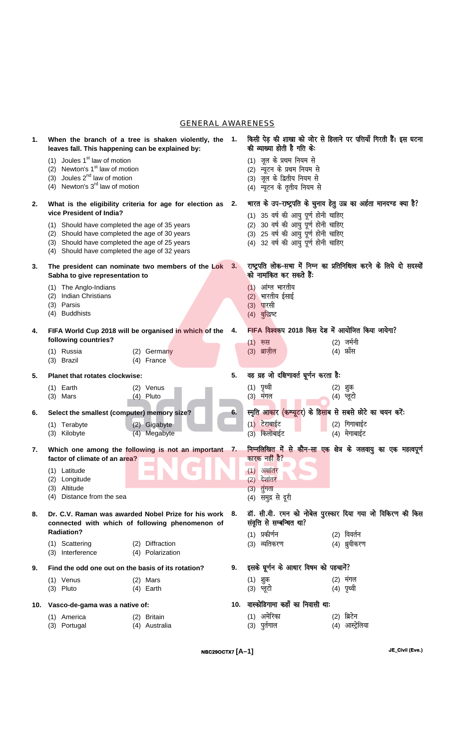## GENERAL AWARENESS

**1. When the branch of a tree is shaken violently, the leaves fall. This happening can be explained by:**

(1) Joules 1st law of motion
(2) Newton's 1st law of motion
(3) Joules 2nd law of motion
(4) Newton's 3rd law of motion

**1. किसी पेड़ की शाखा को जोर से हिलाने पर पत्तियाँ गिरती हैं। इस घटना की व्याख्या होती है गति के:**

(1) जूल के प्रथम नियम से
(2) न्यूटन के प्रथम नियम से
(3) जूल के द्वितीय नियम से
(4) न्यूटन के तृतीय नियम से

**2. What is the eligibility criteria for age for election as vice President of India?**

(1) Should have completed the age of 35 years
(2) Should have completed the age of 30 years
(3) Should have completed the age of 25 years
(4) Should have completed the age of 32 years

**2. भारत के उप-राष्ट्रपति के चुनाव हेतु उम्र का अर्हता मानदण्ड क्या है?**

(1) 35 वर्ष की आयु पूर्ण होनी चाहिए
(2) 30 वर्ष की आयु पूर्ण होनी चाहिए
(3) 25 वर्ष की आयु पूर्ण होनी चाहिए
(4) 32 वर्ष की आयु पूर्ण होनी चाहिए

**3. The president can nominate two members of the Lok Sabha to give representation to**

(1) The Anglo-Indians
(2) Indian Christians
(3) Parsis
(4) Buddhists

**3. राष्ट्रपति लोक-सभा में निम्न का प्रतिनिधित्व करने के लिये दो सदस्यों को नामांकित कर सकते हैं:**

(1) आंग्ल भारतीय
(2) भारतीय ईसाई
(3) पारसी
(4) बुद्धिष्ट

**4. FIFA World Cup 2018 will be organised in which of the following countries?**

(1) Russia (2) Germany
(3) Brazil (4) France

**4. FIFA विश्वकप 2018 किस देश में आयोजित किया जायेगा?**

(1) रूस (2) जर्मनी
(3) ब्राज़ील (4) फ्रांस

**5. Planet that rotates clockwise:**

(1) Earth (2) Venus
(3) Mars (4) Pluto

**5. वह ग्रह जो दक्षिणावर्त घूर्णन करता है:**

(1) पृथ्वी (2) शुक्र
(3) मंगल (4) प्लूटो

**6. Select the smallest (computer) memory size?**

(1) Terabyte (2) Gigabyte
(3) Kilobyte (4) Megabyte

**6. स्मृति आकार (कम्प्यूटर) के हिसाब से सबसे छोटे का चयन करें:**

(1) टेराबाईट (2) गिगाबाईट
(3) किलोबाईट (4) मेगाबाईट

**7. Which one among the following is not an important factor of climate of an area?**

(1) Latitude
(2) Longitude
(3) Altitude
(4) Distance from the sea

**7. निम्नलिखित में से कौन-सा एक क्षेत्र के जलवायु का एक महत्वपूर्ण कारक नहीं है?**

(1) अक्षांतर
(2) देशांतर
(3) तुंगता
(4) समुद्र से दूरी

**8. Dr. C.V. Raman was awarded Nobel Prize for his work connected with which of following phenomenon of Radiation?**

(1) Scattering (2) Diffraction
(3) Interference (4) Polarization

**8. डॉ. सी.वी. रमन को नोबेल पुरस्कार दिया गया जो विकिरण की किस संवृत्ति से सम्बन्धित था?**

(1) प्रकीर्णन (2) विवर्तन
(3) व्यतिकरण (4) ध्रुवीकरण

**9. Find the odd one out on the basis of its rotation?**

(1) Venus (2) Mars
(3) Pluto (4) Earth

**9. इसके घूर्णन के आधार विषम को पहचानें?**

(1) शुक्र (2) मंगल
(3) प्लूटो (4) पृथ्वी

**10. Vasco-de-gama was a native of:**

(1) America (2) Britain
(3) Portugal (4) Australia

**10. वास्कोडिगामा कहाँ का निवासी था:**

(1) अमेरिका (2) ब्रिटेन
(3) पुर्तगाल (4) आस्ट्रेलिया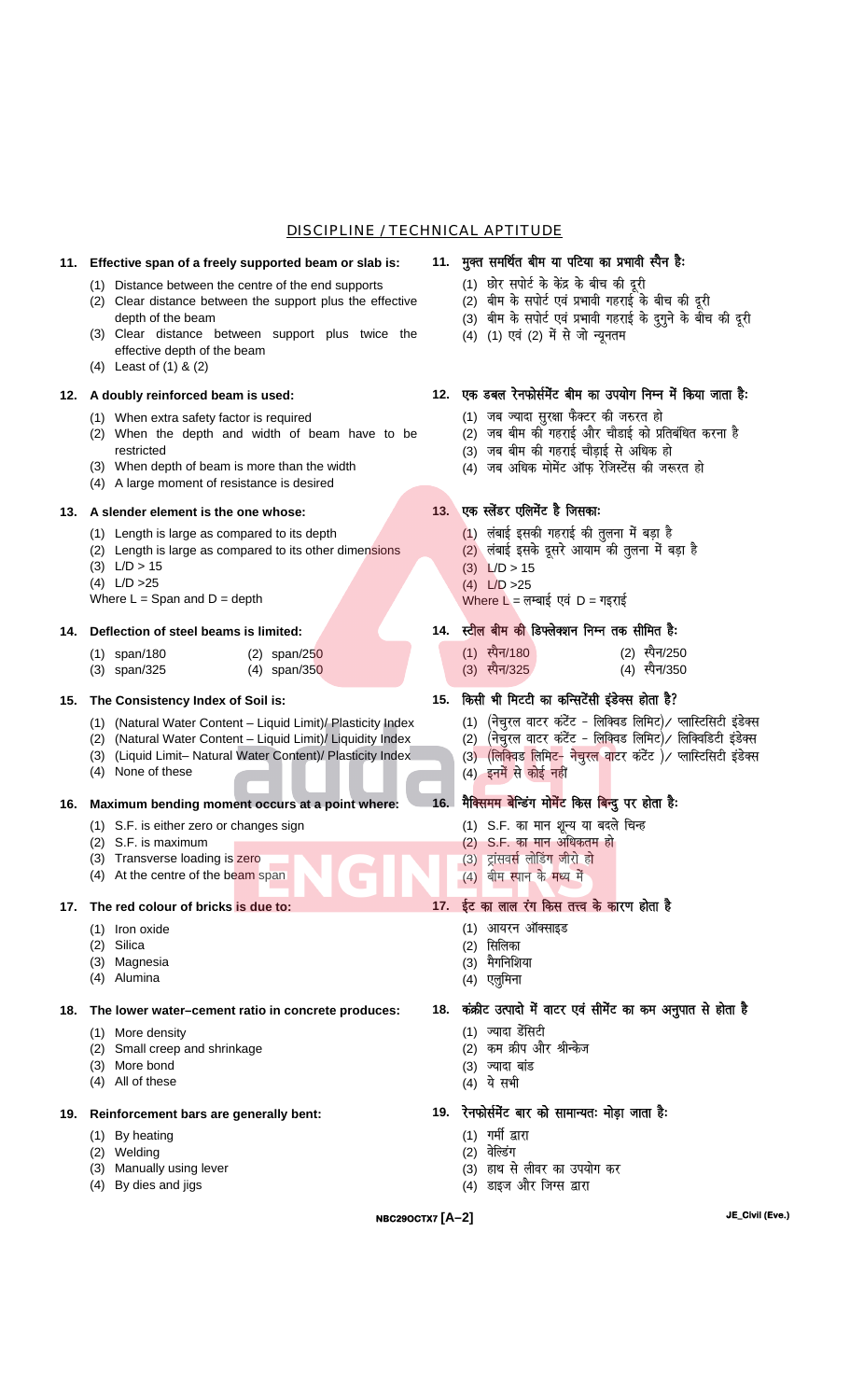## DISCIPLINE / TECHNICAL APTITUDE

**11. Effective span of a freely supported beam or slab is:**

(1) Distance between the centre of the end supports
(2) Clear distance between the support plus the effective depth of the beam
(3) Clear distance between support plus twice the effective depth of the beam
(4) Least of (1) & (2)

**11. मुक्त समर्थित बीम या पटिया का प्रभावी स्पैन है:**

(1) छोर सपोर्ट के केंद्र के बीच की दूरी
(2) बीम के सपोर्ट एवं प्रभावी गहराई के बीच की दूरी
(3) बीम के सपोर्ट एवं प्रभावी गहराई के दुगुने के बीच की दूरी
(4) (1) एवं (2) में से जो न्यूनतम

**12. A doubly reinforced beam is used:**

(1) When extra safety factor is required
(2) When the depth and width of beam have to be restricted
(3) When depth of beam is more than the width
(4) A large moment of resistance is desired

**12. एक डबल रेनफोर्समेंट बीम का उपयोग निम्न में किया जाता है:**

(1) जब ज्यादा सुरक्षा फैक्टर की जरुरत हो
(2) जब बीम की गहराई और चौडाई को प्रतिबंधित करना है
(3) जब बीम की गहराई चौड़ाई से अधिक हो
(4) जब अधिक मोमेंट ऑफ़ रेजिस्टेंस की जरूरत हो

**13. A slender element is the one whose:**

(1) Length is large as compared to its depth
(2) Length is large as compared to its other dimensions
(3) L/D > 15
(4) L/D >25

Where L = Span and D = depth

**13. एक स्लेंडर एलिमेंट है जिसकाः**

(1) लंबाई इसकी गहराई की तुलना में बड़ा है
(2) लंबाई इसके दूसरे आयाम की तुलना में बड़ा है
(3) L/D > 15
(4) L/D >25

Where L = लम्बाई एवं D = गहराई

**14. Deflection of steel beams is limited:**

(1) span/180
(2) span/250
(3) span/325
(4) span/350

**14. स्टील बीम की डिफ्लेक्शन निम्न तक सीमित है:**

(1) स्पैन/180
(2) स्पैन/250
(3) स्पैन/325
(4) स्पैन/350

**15. The Consistency Index of Soil is:**

(1) (Natural Water Content – Liquid Limit)/ Plasticity Index
(2) (Natural Water Content – Liquid Limit)/ Liquidity Index
(3) (Liquid Limit– Natural Water Content)/ Plasticity Index
(4) None of these

**15. किसी भी मिटटी का कन्सिटेंसी इंडेक्स होता है?**

(1) (नेचुरल वाटर कंटेंट - लिक्विड लिमिट)/ प्लास्टिसिटी इंडेक्स
(2) (नेचुरल वाटर कंटेंट - लिक्विड लिमिट)/ लिक्विडिटी इंडेक्स
(3) (लिक्विड लिमिट- नेचुरल वाटर कंटेंट )/ प्लास्टिसिटी इंडेक्स
(4) इनमें से कोई नहीं

**16. Maximum bending moment occurs at a point where:**

(1) S.F. is either zero or changes sign
(2) S.F. is maximum
(3) Transverse loading is zero
(4) At the centre of the beam span

**16. मैक्सिमम बेन्डिंग मोमेंट किस बिन्दु पर होता है:**

(1) S.F. का मान शून्य या बदले चिन्ह
(2) S.F. का मान अधिकतम हो
(3) ट्रांसवर्स लोडिंग जीरो हो
(4) बीम स्पान के मध्य में

**17. The red colour of bricks is due to:**

(1) Iron oxide
(2) Silica
(3) Magnesia
(4) Alumina

**17. ईट का लाल रंग किस तत्त्व के कारण होता है**

(1) आयरन ऑक्साइड
(2) सिलिका
(3) मैगनिशिया
(4) एलुमिना

**18. The lower water–cement ratio in concrete produces:**

(1) More density
(2) Small creep and shrinkage
(3) More bond
(4) All of these

**18. कंक्रीट उत्पादो में वाटर एवं सीमेंट का कम अनुपात से होता है**

(1) ज्यादा डेंसिटी
(2) कम क्रीप और श्रीन्केज
(3) ज्यादा बांड
(4) ये सभी

**19. Reinforcement bars are generally bent:**

(1) By heating
(2) Welding
(3) Manually using lever
(4) By dies and jigs

**19. रेनफोर्समेंट बार को सामान्यतः मोड़ा जाता है:**

(1) गर्मी द्वारा
(2) वेल्डिंग
(3) हाथ से लीवर का उपयोग कर
(4) डाइज और जिग्स द्वारा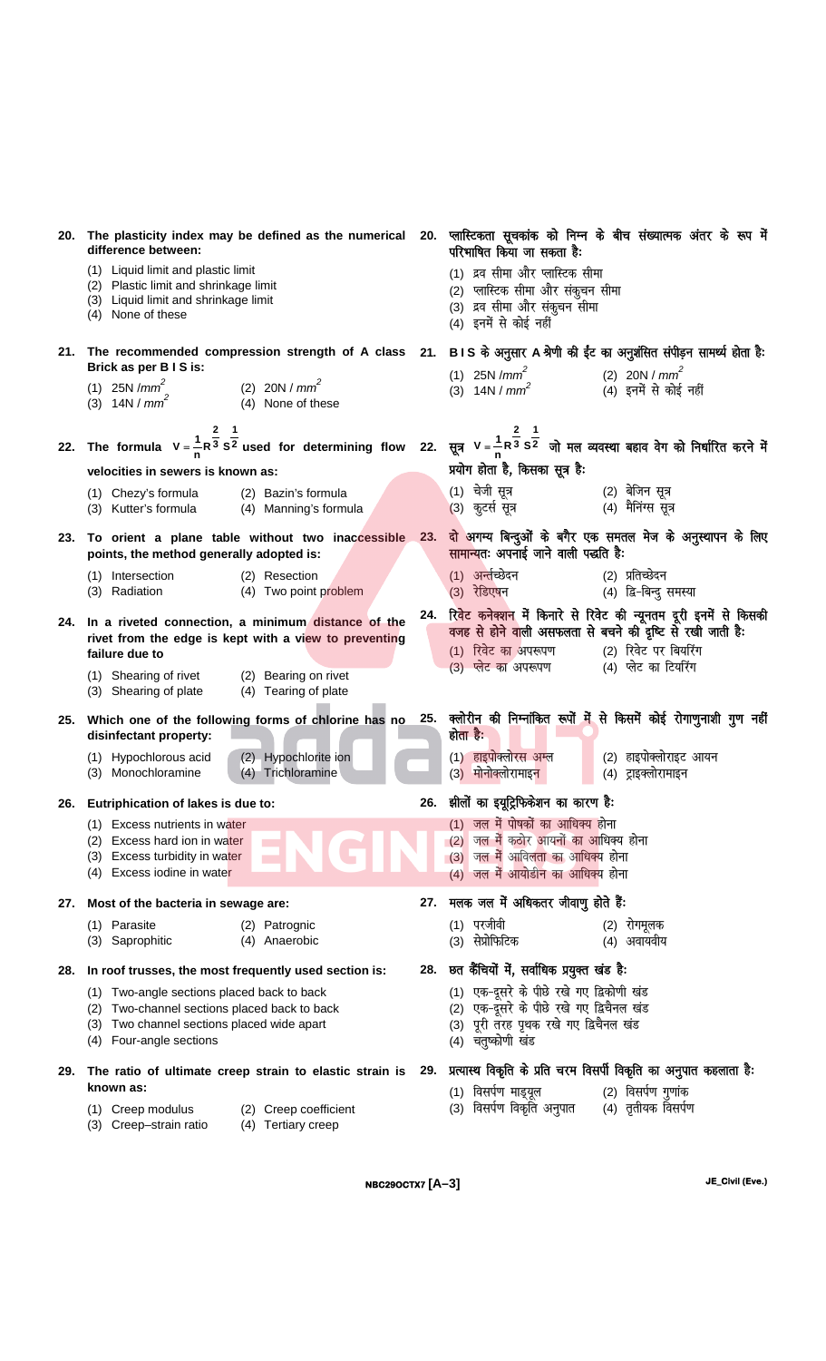**20. The plasticity index may be defined as the numerical difference between:**

(1) Liquid limit and plastic limit
(2) Plastic limit and shrinkage limit
(3) Liquid limit and shrinkage limit
(4) None of these

**20. प्लास्टिकता सूचकांक को निम्न के बीच संख्यात्मक अंतर के रूप में परिभाषित किया जा सकता है:**

(1) द्रव सीमा और प्लास्टिक सीमा
(2) प्लास्टिक सीमा और संकुचन सीमा
(3) द्रव सीमा और संकुचन सीमा
(4) इनमें से कोई नहीं

**21. The recommended compression strength of A class Brick as per B I S is:**

(1) 25N /$mm^2$
(2) 20N / $mm^2$
(3) 14N / $mm^2$
(4) None of these

**21. B I S के अनुसार A श्रेणी की ईंट का अनुशंसित संपीड़न सामर्थ्य होता है:**

(1) 25N /$mm^2$
(2) 20N / $mm^2$
(3) 14N / $mm^2$
(4) इनमें से कोई नहीं

**22. The formula $V = \frac{1}{n} R^{\frac{2}{3}} S^{\frac{1}{2}}$ used for determining flow velocities in sewers is known as:**

(1) Chezy's formula
(2) Bazin's formula
(3) Kutter's formula
(4) Manning's formula

**22. सूत्र $V = \frac{1}{n} R^{\frac{2}{3}} S^{\frac{1}{2}}$ जो मल व्यवस्था बहाव वेग को निर्धारित करने में प्रयोग होता है, किसका सूत्र है:**

(1) चेजी सूत्र
(2) बेजिन सूत्र
(3) कुटर्स सूत्र
(4) मैनिंग्स सूत्र

**23. To orient a plane table without two inaccessible points, the method generally adopted is:**

(1) Intersection
(2) Resection
(3) Radiation
(4) Two point problem

**23. दो अगम्य बिन्दुओं के बगैर एक समतल मेज के अनुस्थापन के लिए सामान्यतः अपनाई जाने वाली पद्धति है:**

(1) अन्तर्च्छेदन
(2) प्रतिच्छेदन
(3) रेडिएशन
(4) द्वि-बिन्दु समस्या

**24. In a riveted connection, a minimum distance of the rivet from the edge is kept with a view to preventing failure due to**

(1) Shearing of rivet
(2) Bearing on rivet
(3) Shearing of plate
(4) Tearing of plate

**24. रिवेट कनेक्शन में किनारे से रिवेट की न्यूनतम दूरी इनमें से किसकी वजह से होने वाली असफलता से बचने की दृष्टि से रखी जाती है:**

(1) रिवेट का अपरूपण
(2) रिवेट पर बियरिंग
(3) प्लेट का अपरूपण
(4) प्लेट का टियरिंग

**25. Which one of the following forms of chlorine has no disinfectant property:**

(1) Hypochlorous acid
(2) Hypochlorite ion
(3) Monochloramine
(4) Trichloramine

**25. क्लोरीन की निम्नांकित रूपों में से किसमें कोई रोगाणुनाशी गुण नहीं होता है:**

(1) हाइपोक्लोरस अम्ल
(2) हाइपोक्लोराइट आयन
(3) मोनोक्लोरामाइन
(4) ट्राइक्लोरामाइन

**26. Eutriphication of lakes is due to:**

(1) Excess nutrients in water
(2) Excess hard ion in water
(3) Excess turbidity in water
(4) Excess iodine in water

**26. झीलों का इयूट्रिफिकेशन का कारण है:**

(1) जल में पोषकों का आधिक्य होना
(2) जल में कठोर आयनों का आधिक्य होना
(3) जल में आविलता का आधिक्य होना
(4) जल में आयोडीन का आधिक्य होना

**27. Most of the bacteria in sewage are:**

(1) Parasite
(2) Patrognic
(3) Saprophitic
(4) Anaerobic

**27. मलक जल में अधिकतर जीवाणु होते हैं:**

(1) परजीवी
(2) रोगमूलक
(3) सेप्रोफिटिक
(4) अवायवीय

**28. In roof trusses, the most frequently used section is:**

(1) Two-angle sections placed back to back
(2) Two-channel sections placed back to back
(3) Two channel sections placed wide apart
(4) Four-angle sections

**28. छत कैंचियों में, सर्वाधिक प्रयुक्त खंड है:**

(1) एक-दूसरे के पीछे रखे गए द्विकोणी खंड
(2) एक-दूसरे के पीछे रखे गए द्विचैनल खंड
(3) पूरी तरह पृथक रखे गए द्विचैनल खंड
(4) चतुष्कोणी खंड

**29. The ratio of ultimate creep strain to elastic strain is known as:**

(1) Creep modulus
(2) Creep coefficient
(3) Creep–strain ratio
(4) Tertiary creep

**29. प्रत्यास्थ विकृति के प्रति चरम विसर्पी विकृति का अनुपात कहलाता है:**

(1) विसर्पण माड्यूल
(2) विसर्पण गुणांक
(3) विसर्पण विकृति अनुपात
(4) तृतीयक विसर्पण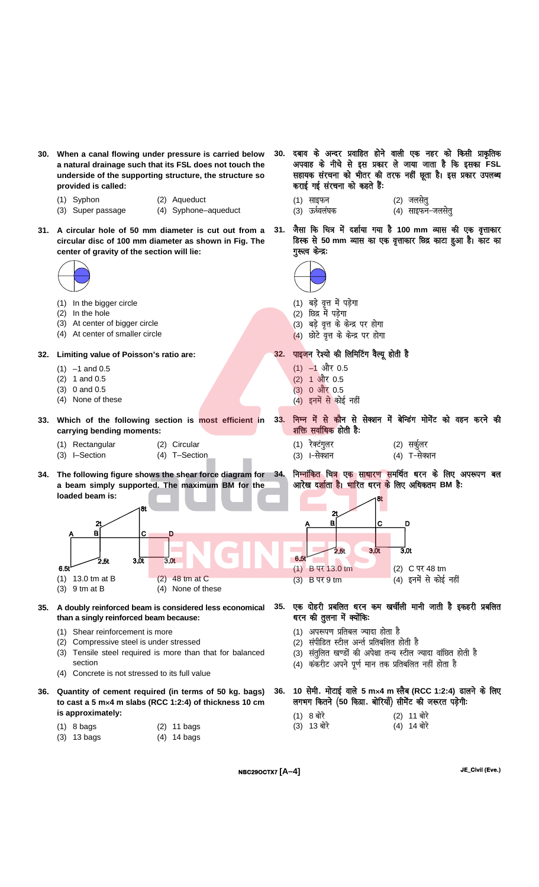**30. When a canal flowing under pressure is carried below a natural drainage such that its FSL does not touch the underside of the supporting structure, the structure so provided is called:**

(1) Syphon (2) Aqueduct
(3) Super passage (4) Syphone–aqueduct

**30. दबाव के अन्दर प्रवाहित होने वाली एक नहर को किसी प्राकृतिक अपवाह के नीचे से इस प्रकार ले जाया जाता है कि इसका FSL सहायक संरचना को भीतर की तरफ नहीं छूता है। इस प्रकार उपलब्ध कराई गई संरचना को कहते हैं:**

(1) साइफन (2) जलसेतु
(3) ऊर्ध्वलंघक (4) साइफन-जलसेतु

**31. A circular hole of 50 mm diameter is cut out from a circular disc of 100 mm diameter as shown in Fig. The center of gravity of the section will lie:**

(1) In the bigger circle
(2) In the hole
(3) At center of bigger circle
(4) At center of smaller circle

**31. जैसा कि चित्र में दर्शाया गया है 100 mm व्यास की एक वृत्ताकार डिस्क से 50 mm व्यास का एक वृत्ताकार छिद्र काटा हुआ है। काट का गुरूत्व केन्द्र:**

(1) बड़े वृत्त में पड़ेगा
(2) छिद्र में पड़ेगा
(3) बड़े वृत्त के केन्द्र पर होगा
(4) छोटे वृत्त के केन्द्र पर होगा

**32. Limiting value of Poisson's ratio are:**

(1) –1 and 0.5
(2) 1 and 0.5
(3) 0 and 0.5
(4) None of these

**32. पाइजन रेश्यो की लिमिटिंग वैल्यू होती है**

(1) –1 और 0.5
(2) 1 और 0.5
(3) 0 और 0.5
(4) इनमें से कोई नहीं

**33. Which of the following section is most efficient in carrying bending moments:**

(1) Rectangular (2) Circular
(3) I–Section (4) T–Section

**33. निम्न में से कौन से सेक्शन में बेन्डिंग मोमेंट को वहन करने की शक्ति सर्वाधिक होती है:**

(1) रेक्टंगुलर (2) सर्कुलर
(3) I-सेक्शन (4) T-सेक्शन

**34. The following figure shows the shear force diagram for a beam simply supported. The maximum BM for the loaded beam is:**

(1) 13.0 tm at B (2) 48 tm at C
(3) 9 tm at B (4) None of these

**34. निम्नांकित चित्र एक साधारण समर्थित धरन के लिए अपरूपण बल आरेख दर्शाता है। भारित धरन के लिए अधिकतम BM है:**

(1) B पर 13.0 tm (2) C पर 48 tm
(3) B पर 9 tm (4) इनमें से कोई नहीं

**35. A doubly reinforced beam is considered less economical than a singly reinforced beam because:**

(1) Shear reinforcement is more
(2) Compressive steel is under stressed
(3) Tensile steel required is more than that for balanced section
(4) Concrete is not stressed to its full value

**35. एक दोहरी प्रबलित धरन कम खर्चीली मानी जाती है इकहरी प्रबलित धरन की तुलना में क्योंकि:**

(1) अपरूपण प्रतिबल ज्यादा होता है
(2) संपीडित स्टील अर्न्त प्रतिबलित होती है
(3) संतुलित खण्डों की अपेक्षा तन्य स्टील ज्यादा वांछित होती है
(4) कंकरीट अपने पूर्ण मान तक प्रतिबलित नहीं होता है

**36. Quantity of cement required (in terms of 50 kg. bags) to cast a 5 m×4 m slabs (RCC 1:2:4) of thickness 10 cm is approximately:**

(1) 8 bags (2) 11 bags
(3) 13 bags (4) 14 bags

**36. 10 सेमी. मोटाई वाले 5 m×4 m स्लैब (RCC 1:2:4) ढालने के लिए लगभग कितने (50 किग्रा. बोरियाँ) सीमेंट की जरूरत पड़ेगी:**

(1) 8 बोरे (2) 11 बोरे
(3) 13 बोरे (4) 14 बोरे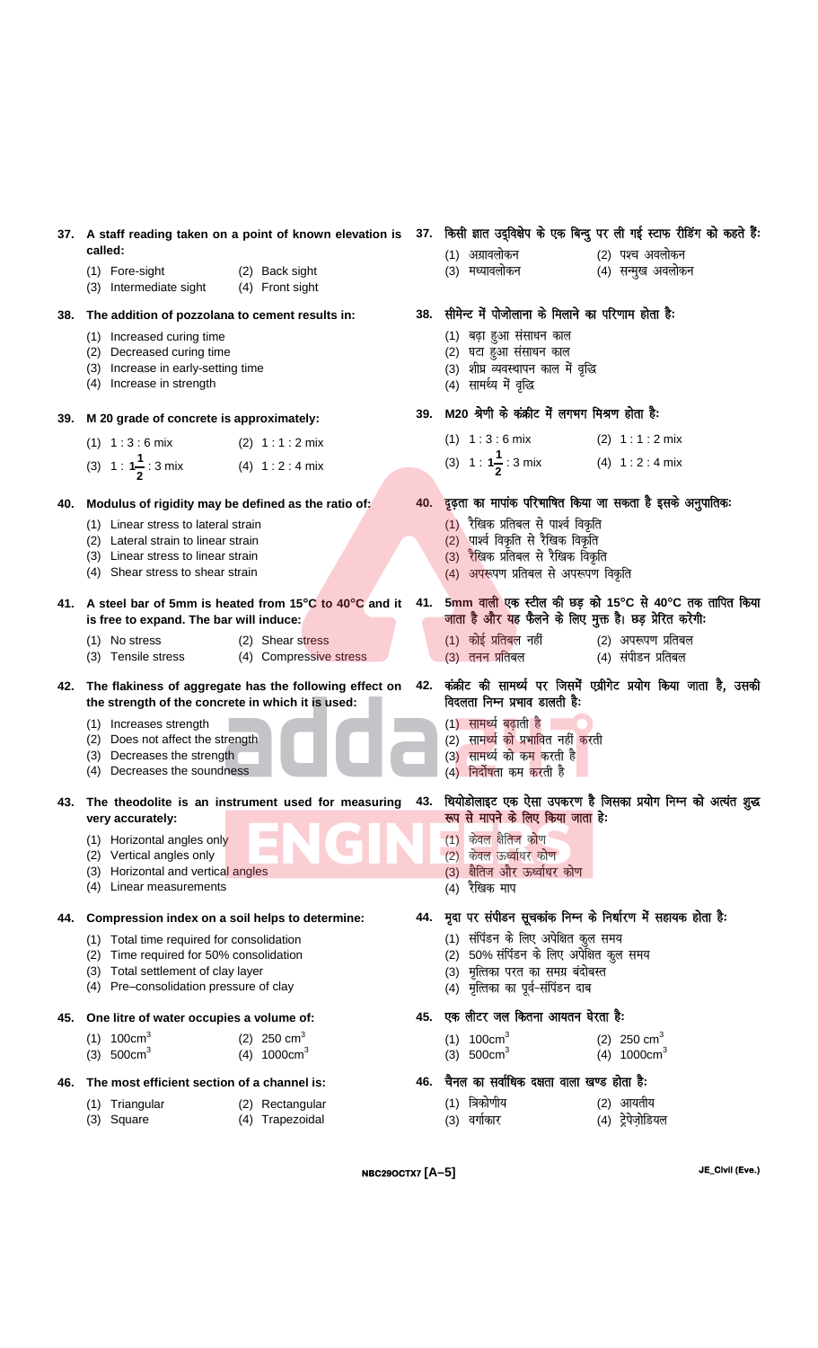**37. A staff reading taken on a point of known elevation is called:**

(1) Fore-sight (2) Back sight
(3) Intermediate sight (4) Front sight

**37. किसी ज्ञात उद्विक्षेप के एक बिन्दु पर ली गई स्टाफ रीडिंग को कहते हैं:**

(1) अग्रावलोकन (2) पश्च अवलोकन
(3) मध्यावलोकन (4) सम्मुख अवलोकन

**38. The addition of pozzolana to cement results in:**

(1) Increased curing time
(2) Decreased curing time
(3) Increase in early-setting time
(4) Increase in strength

**38. सीमेन्ट में पोजोलाना के मिलाने का परिणाम होता है:**

(1) बढ़ा हुआ संसाधन काल
(2) घटा हुआ संसाधन काल
(3) शीघ्र व्यवस्थापन काल में वृद्धि
(4) सामर्थ्य में वृद्धि

**39. M 20 grade of concrete is approximately:**

(1) 1 : 3 : 6 mix (2) 1 : 1 : 2 mix
(3) 1 : $1\frac{1}{2}$ : 3 mix (4) 1 : 2 : 4 mix

**39. M20 श्रेणी के कंक्रीट में लगभग मिश्रण होता है:**

(1) 1 : 3 : 6 mix (2) 1 : 1 : 2 mix
(3) 1 : $1\frac{1}{2}$ : 3 mix (4) 1 : 2 : 4 mix

**40. Modulus of rigidity may be defined as the ratio of:**

(1) Linear stress to lateral strain
(2) Lateral strain to linear strain
(3) Linear stress to linear strain
(4) Shear stress to shear strain

**40. दृढ़ता का मापांक परिभाषित किया जा सकता है इसके अनुपातिक:**

(1) रैखिक प्रतिबल से पार्श्व विकृति
(2) पार्श्व विकृति से रैखिक विकृति
(3) रैखिक प्रतिबल से रैखिक विकृति
(4) अपरूपण प्रतिबल से अपरूपण विकृति

**41. A steel bar of 5mm is heated from 15°C to 40°C and it is free to expand. The bar will induce:**

(1) No stress (2) Shear stress
(3) Tensile stress (4) Compressive stress

**41. 5mm वाली एक स्टील की छड़ को 15°C से 40°C तक तापित किया जाता है और यह फैलने के लिए मुक्त है। छड़ प्रेरित करेगी:**

(1) कोई प्रतिबल नहीं (2) अपरूपण प्रतिबल
(3) तनन प्रतिबल (4) संपीडन प्रतिबल

**42. The flakiness of aggregate has the following effect on the strength of the concrete in which it is used:**

(1) Increases strength
(2) Does not affect the strength
(3) Decreases the strength
(4) Decreases the soundness

**42. कंक्रीट की सामर्थ्य पर जिसमें एग्रीगेट प्रयोग किया जाता है, उसकी विदलता निम्न प्रभाव डालती है:**

(1) सामर्थ्य बढ़ाती है
(2) सामर्थ्य को प्रभावित नहीं करती
(3) सामर्थ्य को कम करती है
(4) निर्दोषता कम करती है

**43. The theodolite is an instrument used for measuring very accurately:**

(1) Horizontal angles only
(2) Vertical angles only
(3) Horizontal and vertical angles
(4) Linear measurements

**43. थियोडोलाइट एक ऐसा उपकरण है जिसका प्रयोग निम्न को अत्यंत शुद्ध रूप से मापने के लिए किया जाता है:**

(1) केवल क्षैतिज कोण
(2) केवल ऊर्ध्वाधर कोण
(3) क्षैतिज और ऊर्ध्वाधर कोण
(4) रैखिक माप

**44. Compression index on a soil helps to determine:**

(1) Total time required for consolidation
(2) Time required for 50% consolidation
(3) Total settlement of clay layer
(4) Pre–consolidation pressure of clay

**44. मृदा पर संपीडन सूचकांक निम्न के निर्धारण में सहायक होता है:**

(1) संपिंडन के लिए अपेक्षित कुल समय
(2) 50% संपिंडन के लिए अपेक्षित कुल समय
(3) मृत्तिका परत का समग्र बंदोबस्त
(4) मृत्तिका का पूर्व-संपिंडन दाब

**45. One litre of water occupies a volume of:**

(1) $100cm^3$ (2) $250\ cm^3$
(3) $500cm^3$ (4) $1000cm^3$

**45. एक लीटर जल कितना आयतन घेरता है:**

(1) $100cm^3$ (2) $250\ cm^3$
(3) $500cm^3$ (4) $1000cm^3$

**46. The most efficient section of a channel is:**

(1) Triangular (2) Rectangular
(3) Square (4) Trapezoidal

**46. चैनल का सर्वाधिक दक्षता वाला खण्ड होता है:**

(1) त्रिकोणीय (2) आयतीय
(3) वर्गाकार (4) ट्रेपेज़ोडियल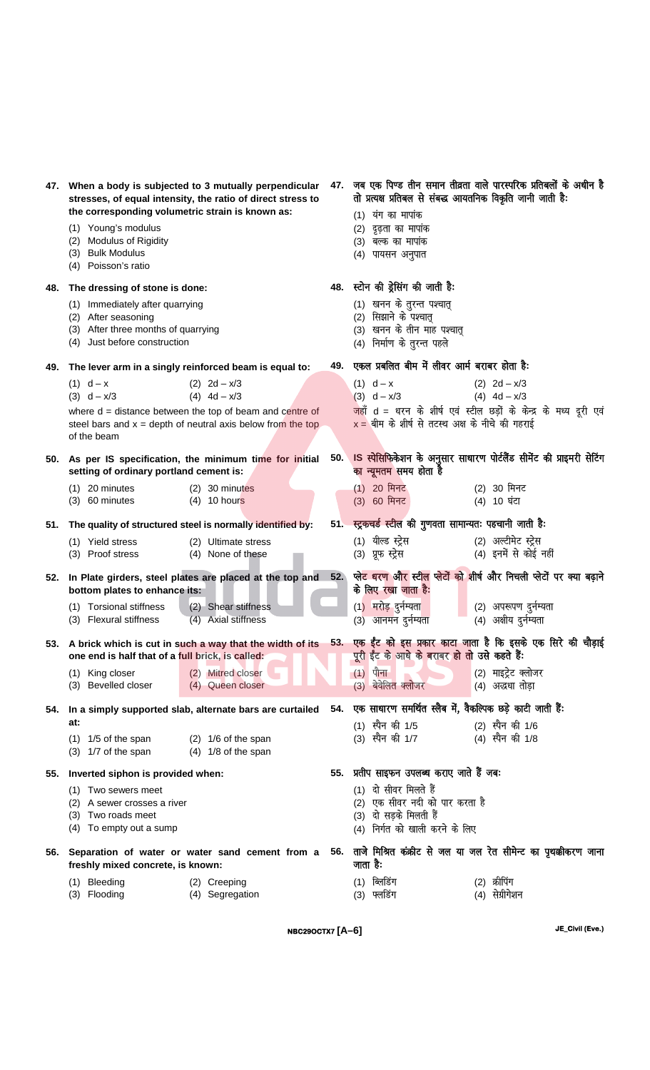**47. When a body is subjected to 3 mutually perpendicular stresses, of equal intensity, the ratio of direct stress to the corresponding volumetric strain is known as:**

(1) Young's modulus
(2) Modulus of Rigidity
(3) Bulk Modulus
(4) Poisson's ratio

**47. जब एक पिण्ड तीन समान तीव्रता वाले पारस्परिक प्रतिबलों के अधीन है तो प्रत्यक्ष प्रतिबल से संबद्ध आयतनिक विकृति जानी जाती है:**

(1) यंग का मापांक
(2) दृढ़ता का मापांक
(3) बल्क का मापांक
(4) पायसन अनुपात

**48. The dressing of stone is done:**

(1) Immediately after quarrying
(2) After seasoning
(3) After three months of quarrying
(4) Just before construction

**48. स्टोन की ड्रेसिंग की जाती है:**

(1) खनन के तुरन्त पश्चात्
(2) सिझाने के पश्चात्
(3) खनन के तीन माह पश्चात्
(4) निर्माण के तुरन्त पहले

**49. The lever arm in a singly reinforced beam is equal to:**

(1) $d - x$ (2) $2d - x/3$
(3) $d - x/3$ (4) $4d - x/3$

where d = distance between the top of beam and centre of steel bars and x = depth of neutral axis below from the top of the beam

**49. एकल प्रबलित बीम में लीवर आर्म बराबर होता है:**

(1) $d - x$ (2) $2d - x/3$
(3) $d - x/3$ (4) $4d - x/3$

जहाँ d = धरन के शीर्ष एवं स्टील छड़ों के केन्द्र के मध्य दूरी एवं x = बीम के शीर्ष से तटस्थ अक्ष के नीचे की गहराई

**50. As per IS specification, the minimum time for initial setting of ordinary portland cement is:**

(1) 20 minutes (2) 30 minutes
(3) 60 minutes (4) 10 hours

**50. IS स्पेसिफिकेशन के अनुसार साधारण पोर्टलैंड सीमेंट की प्राइमरी सेटिंग का न्यूनतम समय होता है**

(1) 20 मिनट (2) 30 मिनट
(3) 60 मिनट (4) 10 घंटा

**51. The quality of structured steel is normally identified by:**

(1) Yield stress (2) Ultimate stress
(3) Proof stress (4) None of these

**51. स्ट्रक्चर्ड स्टील की गुणवता सामान्यतः पहचानी जाती है:**

(1) यील्ड स्ट्रेस (2) अल्टीमेट स्ट्रेस
(3) प्रूफ स्ट्रेस (4) इनमें से कोई नहीं

**52. In Plate girders, steel plates are placed at the top and bottom plates to enhance its:**

(1) Torsional stiffness (2) Shear stiffness
(3) Flexural stiffness (4) Axial stiffness

**52. प्लेट धरण और स्टील प्लेटों को शीर्ष और निचली प्लेटों पर क्या बढ़ाने के लिए रखा जाता है:**

(1) मरोड़ दुर्नम्यता (2) अपरूपण दुर्नम्यता
(3) आनमन दुर्नम्यता (4) अक्षीय दुर्नम्यता

**53. A brick which is cut in such a way that the width of its one end is half that of a full brick, is called:**

(1) King closer (2) Mitred closer
(3) Bevelled closer (4) Queen closer

**53. एक ईंट को इस प्रकार काटा जाता है कि इसके एक सिरे की चौड़ाई पूरी ईंट के आधे के बराबर हो तो उसे कहते हैं:**

(1) पौना (2) माइट्रेट क्लोजर
(3) बेवेलित क्लोजर (4) अद्धया तोड़ा

**54. In a simply supported slab, alternate bars are curtailed at:**

(1) 1/5 of the span (2) 1/6 of the span
(3) 1/7 of the span (4) 1/8 of the span

**54. एक साधारण समर्थित स्लैब में, वैकल्पिक छड़ें काटी जाती हैं:**

(1) स्पैन की 1/5 (2) स्पैन की 1/6
(3) स्पैन की 1/7 (4) स्पैन की 1/8

**55. Inverted siphon is provided when:**

(1) Two sewers meet
(2) A sewer crosses a river
(3) Two roads meet
(4) To empty out a sump

**55. प्रतीप साइफन उपलब्ध कराए जाते हैं जबः**

(1) दो सीवर मिलते हैं
(2) एक सीवर नदी को पार करता है
(3) दो सड़के मिलती हैं
(4) निर्गत को खाली करने के लिए

**56. Separation of water or water sand cement from a freshly mixed concrete, is known:**

(1) Bleeding (2) Creeping
(3) Flooding (4) Segregation

**56. ताजे मिश्रित कंक्रीट से जल या जल रेत सीमेन्ट का पृथक्कीकरण जाना जाता है:**

(1) ब्लिडिंग (2) क्रीपिंग
(3) फ्लडिंग (4) सेग्रीगेशन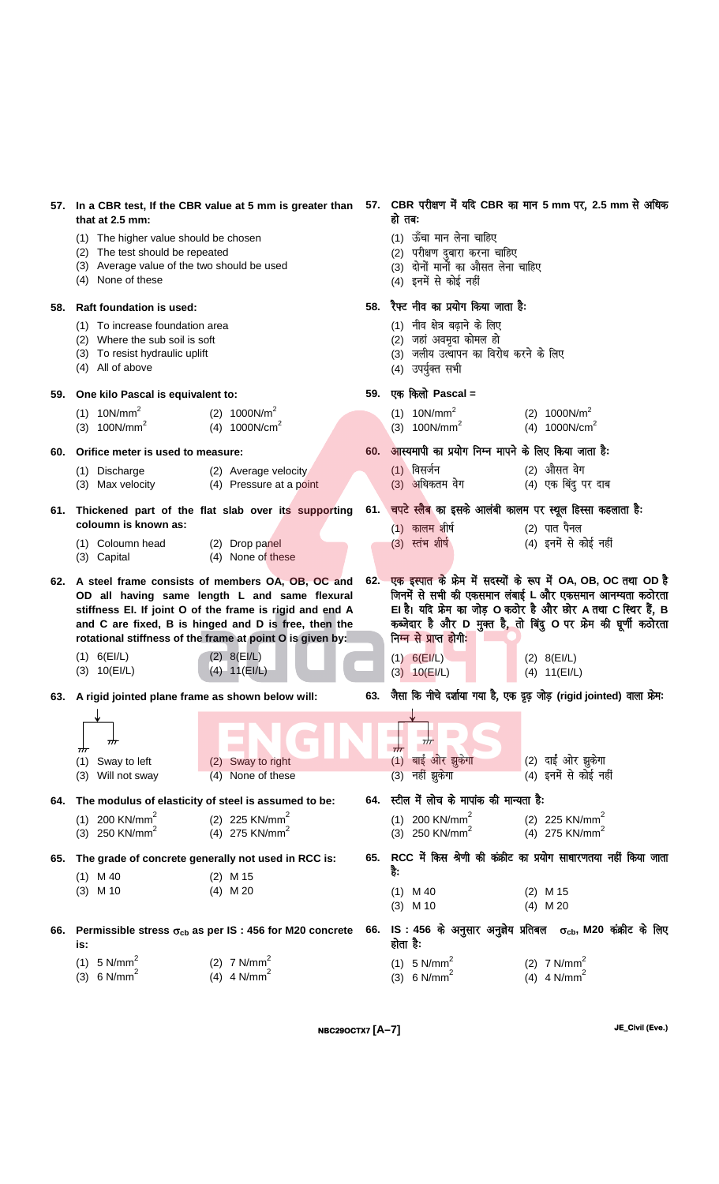**57. In a CBR test, If the CBR value at 5 mm is greater than that at 2.5 mm:**

(1) The higher value should be chosen
(2) The test should be repeated
(3) Average value of the two should be used
(4) None of these

**57. CBR परीक्षण में यदि CBR का मान 5 mm पर, 2.5 mm से अधिक हो तबः**

(1) ऊँचा मान लेना चाहिए
(2) परीक्षण दुबारा करना चाहिए
(3) दोनों मानों का औसत लेना चाहिए
(4) इनमें से कोई नहीं

**58. Raft foundation is used:**

(1) To increase foundation area
(2) Where the sub soil is soft
(3) To resist hydraulic uplift
(4) All of above

**58. रैफ्ट नीव का प्रयोग किया जाता हैः**

(1) नीव क्षेत्र बढ़ाने के लिए
(2) जहां अवमृदा कोमल हो
(3) जलीय उत्थापन का विरोध करने के लिए
(4) उपर्युक्त सभी

**59. One kilo Pascal is equivalent to:**

(1) $10 N/mm^2$ (2) $1000 N/m^2$
(3) $100 N/mm^2$ (4) $1000 N/cm^2$

**59. एक किलो Pascal =**

(1) $10 N/mm^2$ (2) $1000 N/m^2$
(3) $100 N/mm^2$ (4) $1000 N/cm^2$

**60. Orifice meter is used to measure:**

(1) Discharge (2) Average velocity
(3) Max velocity (4) Pressure at a point

**60. आस्यमापी का प्रयोग निम्न मापने के लिए किया जाता हैः**

(1) विसर्जन (2) औसत वेग
(3) अधिकतम वेग (4) एक बिंदु पर दाब

**61. Thickened part of the flat slab over its supporting coloumn is known as:**

(1) Coloumn head (2) Drop panel
(3) Capital (4) None of these

**61. चपटे स्लैब का इसके आलंबी कालम पर स्थूल हिस्सा कहलाता हैः**

(1) कालम शीर्ष (2) पात पैनल
(3) स्तंभ शीर्ष (4) इनमें से कोई नहीं

**62. A steel frame consists of members OA, OB, OC and OD all having same length L and same flexural stiffness EI. If joint O of the frame is rigid and end A and C are fixed, B is hinged and D is free, then the rotational stiffness of the frame at point O is given by:**

(1) $6(EI/L)$ (2) $8(EI/L)$
(3) $10(EI/L)$ (4) $11(EI/L)$

**62. एक इस्पात के फ्रेम में सदस्यों के रूप में OA, OB, OC तथा OD है जिनमें से सभी की एकसमान लंबाई L और एकसमान आनम्यता कठोरता EI है। यदि फ्रेम का जोड़ O कठोर है और छोर A तथा C स्थिर हैं, B कब्जेदार है और D मुक्त है, तो बिंदु O पर फ्रेम की घूर्णी कठोरता निम्न से प्राप्त होगीः**

(1) $6(EI/L)$ (2) $8(EI/L)$
(3) $10(EI/L)$ (4) $11(EI/L)$

**63. A rigid jointed plane frame as shown below will:**

(1) Sway to left (2) Sway to right
(3) Will not sway (4) None of these

**63. जैसा कि नीचे दर्शाया गया है, एक दृढ़ जोड़ (rigid jointed) वाला फ्रेमः**

(1) बाईं ओर झुकेगा (2) दाईं ओर झुकेगा
(3) नहीं झुकेगा (4) इनमें से कोई नहीं

**64. The modulus of elasticity of steel is assumed to be:**

(1) $200 KN/mm^2$ (2) $225 KN/mm^2$
(3) $250 KN/mm^2$ (4) $275 KN/mm^2$

**64. स्टील में लोच के मापांक की मान्यता हैः**

(1) $200 KN/mm^2$ (2) $225 KN/mm^2$
(3) $250 KN/mm^2$ (4) $275 KN/mm^2$

**65. The grade of concrete generally not used in RCC is:**

(1) M 40 (2) M 15
(3) M 10 (4) M 20

**65. RCC में किस श्रेणी की कंक्रीट का प्रयोग साधारणतया नहीं किया जाता हैः**

(1) M 40 (2) M 15
(3) M 10 (4) M 20

**66. Permissible stress $\sigma_{cb}$ as per IS : 456 for M20 concrete is:**

(1) $5 N/mm^2$ (2) $7 N/mm^2$
(3) $6 N/mm^2$ (4) $4 N/mm^2$

**66. IS : 456 के अनुसार अनुज्ञेय प्रतिबल $\sigma_{cb}$, M20 कंक्रीट के लिए होता हैः**

(1) $5 N/mm^2$ (2) $7 N/mm^2$
(3) $6 N/mm^2$ (4) $4 N/mm^2$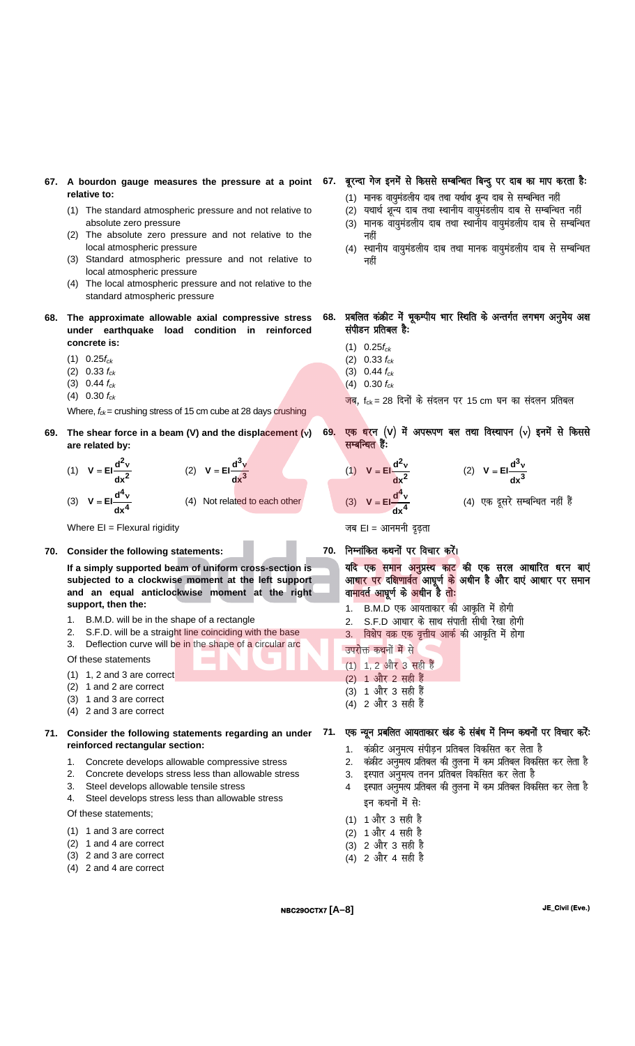**67. A bourdon gauge measures the pressure at a point relative to:**

(1) The standard atmospheric pressure and not relative to absolute zero pressure
(2) The absolute zero pressure and not relative to the local atmospheric pressure
(3) Standard atmospheric pressure and not relative to local atmospheric pressure
(4) The local atmospheric pressure and not relative to the standard atmospheric pressure

**67. बूरन्दा गेज इनमें से किससे सम्बन्धित बिन्दु पर दाब का माप करता है:**

(1) मानक वायुमंडलीय दाब तथा यथार्थ शून्य दाब से सम्बन्धित नहीं
(2) यथार्थ शून्य दाब तथा स्थानीय वायुमंडलीय दाब से सम्बन्धित नहीं
(3) मानक वायुमंडलीय दाब तथा स्थानीय वायुमंडलीय दाब से सम्बन्धित नहीं
(4) स्थानीय वायुमंडलीय दाब तथा मानक वायुमंडलीय दाब से सम्बन्धित नहीं

**68. The approximate allowable axial compressive stress under earthquake load condition in reinforced concrete is:**

(1) $0.25f_{ck}$
(2) $0.33\ f_{ck}$
(3) $0.44\ f_{ck}$
(4) $0.30\ f_{ck}$

Where, $f_{ck}$ = crushing stress of 15 cm cube at 28 days crushing

**68. प्रबलित कंक्रीट में भूकम्पीय भार स्थिति के अन्तर्गत लगभग अनुमेय अक्ष संपीडन प्रतिबल है:**

(1) $0.25f_{ck}$
(2) $0.33\ f_{ck}$
(3) $0.44\ f_{ck}$
(4) $0.30\ f_{ck}$

जब, $f_{ck}$ = 28 दिनों के संदलन पर 15 cm घन का संदलन प्रतिबल

**69. The shear force in a beam (V) and the displacement (v) are related by:**

(1) $V = EI\dfrac{d^2v}{dx^2}$ (2) $V = EI\dfrac{d^3v}{dx^3}$

(3) $V = EI\dfrac{d^4v}{dx^4}$ (4) Not related to each other

Where EI = Flexural rigidity

**69. एक धरन (V) में अपरूपण बल तथा विस्थापन (v) इनमें से किससे सम्बन्धित हैं:**

(1) $V = EI\dfrac{d^2v}{dx^2}$ (2) $V = EI\dfrac{d^3v}{dx^3}$

(3) $V = EI\dfrac{d^4v}{dx^4}$ (4) एक दूसरे सम्बन्धित नहीं हैं

जब EI = आनमनी दृढ़ता

**70. Consider the following statements:**

**If a simply supported beam of uniform cross-section is subjected to a clockwise moment at the left support and an equal anticlockwise moment at the right support, then the:**

1. B.M.D. will be in the shape of a rectangle
2. S.F.D. will be a straight line coinciding with the base
3. Deflection curve will be in the shape of a circular arc

Of these statements

(1) 1, 2 and 3 are correct
(2) 1 and 2 are correct
(3) 1 and 3 are correct
(4) 2 and 3 are correct

**70. निम्नांकित कथनों पर विचार करें।**

**यदि एक समान अनुप्रस्थ काट की एक सरल आधारित धरन बाएं आधार पर दक्षिणावर्त आघूर्ण के अधीन है और दाएं आधार पर समान वामावर्त आघूर्ण के अधीन है तो:**

1. B.M.D एक आयताकार की आकृति में होगी
2. S.F.D आधार के साथ संपाती सीधी रेखा होगी
3. विक्षेप वक्र एक वृत्तीय आर्क की आकृति में होगा

उपरोक्त कथनों में से

(1) 1, 2 और 3 सही हैं
(2) 1 और 2 सही हैं
(3) 1 और 3 सही हैं
(4) 2 और 3 सही हैं

**71. Consider the following statements regarding an under reinforced rectangular section:**

1. Concrete develops allowable compressive stress
2. Concrete develops stress less than allowable stress
3. Steel develops allowable tensile stress
4. Steel develops stress less than allowable stress

Of these statements;

(1) 1 and 3 are correct
(2) 1 and 4 are correct
(3) 2 and 3 are correct
(4) 2 and 4 are correct

**71. एक न्यून प्रबलित आयताकार खंड के संबंध में निम्न कथनों पर विचार करें:**

1. कंक्रीट अनुमत्य संपीड़न प्रतिबल विकसित कर लेता है
2. कंक्रीट अनुमत्य प्रतिबल की तुलना में कम प्रतिबल विकसित कर लेता है
3. इस्पात अनुमत्य तनन प्रतिबल विकसित कर लेता है
4. इस्पात अनुमत्य प्रतिबल की तुलना में कम प्रतिबल विकसित कर लेता है

इन कथनों में से:

(1) 1 और 3 सही है
(2) 1 और 4 सही है
(3) 2 और 3 सही है
(4) 2 और 4 सही है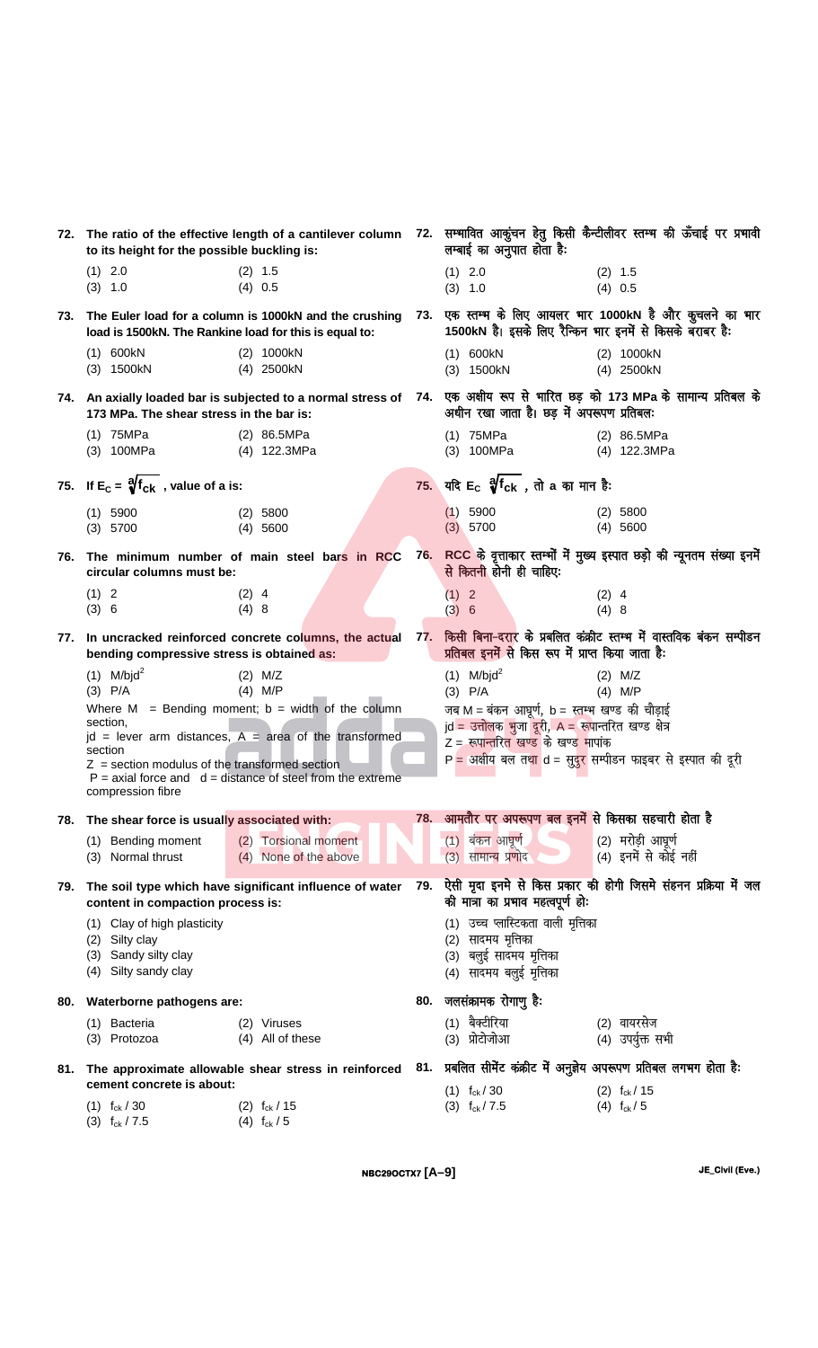**72. The ratio of the effective length of a cantilever column to its height for the possible buckling is:**

(1) 2.0 (2) 1.5
(3) 1.0 (4) 0.5

**72. सम्भावित आकुंचन हेतु किसी कैन्टीलीवर स्तम्भ की ऊँचाई पर प्रभावी लम्बाई का अनुपात होता है:**

(1) 2.0 (2) 1.5
(3) 1.0 (4) 0.5

**73. The Euler load for a column is 1000kN and the crushing load is 1500kN. The Rankine load for this is equal to:**

(1) 600kN (2) 1000kN
(3) 1500kN (4) 2500kN

**73. एक स्तम्भ के लिए आयलर भार 1000kN है और कुचलने का भार 1500kN है। इसके लिए रैन्किन भार इनमें से किसके बराबर है:**

(1) 600kN (2) 1000kN
(3) 1500kN (4) 2500kN

**74. An axially loaded bar is subjected to a normal stress of 173 MPa. The shear stress in the bar is:**

(1) 75MPa (2) 86.5MPa
(3) 100MPa (4) 122.3MPa

**74. एक अक्षीय रूप से भारित छड़ को 173 MPa के सामान्य प्रतिबल के अधीन रखा जाता है। छड़ में अपरूपण प्रतिबल:**

(1) 75MPa (2) 86.5MPa
(3) 100MPa (4) 122.3MPa

**75. If $E_C = a\sqrt{f_{ck}}$ , value of a is:**

(1) 5900 (2) 5800
(3) 5700 (4) 5600

**75. यदि $E_C$ $a\sqrt{f_{ck}}$ , तो a का मान है:**

(1) 5900 (2) 5800
(3) 5700 (4) 5600

**76. The minimum number of main steel bars in RCC circular columns must be:**

(1) 2 (2) 4
(3) 6 (4) 8

**76. RCC के वृत्ताकार स्तम्भों में मुख्य इस्पात छड़ो की न्यूनतम संख्या इनमें से कितनी होनी ही चाहिए:**

(1) 2 (2) 4
(3) 6 (4) 8

**77. In uncracked reinforced concrete columns, the actual bending compressive stress is obtained as:**

(1) $M/bjd^2$ (2) M/Z
(3) P/A (4) M/P

Where M = Bending moment; b = width of the column section,
jd = lever arm distances, A = area of the transformed section
Z = section modulus of the transformed section
P = axial force and d = distance of steel from the extreme compression fibre

**77. किसी बिना-दरार के प्रबलित कंक्रीट स्तम्भ में वास्तविक बंकन सम्पीडन प्रतिबल इनमें से किस रूप में प्राप्त किया जाता है:**

(1) $M/bjd^2$ (2) M/Z
(3) P/A (4) M/P

जब M = बंकन आघूर्ण, b = स्तम्भ खण्ड की चौड़ाई
jd = उत्तोलक भुजा दूरी, A = रूपान्तरित खण्ड क्षेत्र
Z = रूपान्तरित खण्ड के खण्ड मापांक
P = अक्षीय बल तथा d = सुदूर सम्पीडन फाइबर से इस्पात की दूरी

**78. The shear force is usually associated with:**

(1) Bending moment (2) Torsional moment
(3) Normal thrust (4) None of the above

**78. आमतौर पर अपरूपण बल इनमें से किसका सहचारी होता है**

(1) बंकन आघूर्ण (2) मरोड़ी आघूर्ण
(3) सामान्य प्रणोद (4) इनमें से कोई नहीं

**79. The soil type which have significant influence of water content in compaction process is:**

(1) Clay of high plasticity
(2) Silty clay
(3) Sandy silty clay
(4) Silty sandy clay

**79. ऐसी मृदा इनमे से किस प्रकार की होगी जिसमे संहनन प्रक्रिया में जल की मात्रा का प्रभाव महत्वपूर्ण हो:**

(1) उच्च प्लास्टिकता वाली मृत्तिका
(2) सादमय मृत्तिका
(3) बलुई सादमय मृत्तिका
(4) सादमय बलुई मृत्तिका

**80. Waterborne pathogens are:**

(1) Bacteria (2) Viruses
(3) Protozoa (4) All of these

**80. जलसंक्रामक रोगाणु है:**

(1) बैक्टीरिया (2) वायरसेज
(3) प्रोटोजोआ (4) उपर्युक्त सभी

**81. The approximate allowable shear stress in reinforced cement concrete is about:**

(1) $f_{ck}/30$ (2) $f_{ck}/15$
(3) $f_{ck}/7.5$ (4) $f_{ck}/5$

**81. प्रबलित सीमेंट कंक्रीट में अनुज्ञेय अपरूपण प्रतिबल लगभग होता है:**

(1) $f_{ck}/30$ (2) $f_{ck}/15$
(3) $f_{ck}/7.5$ (4) $f_{ck}/5$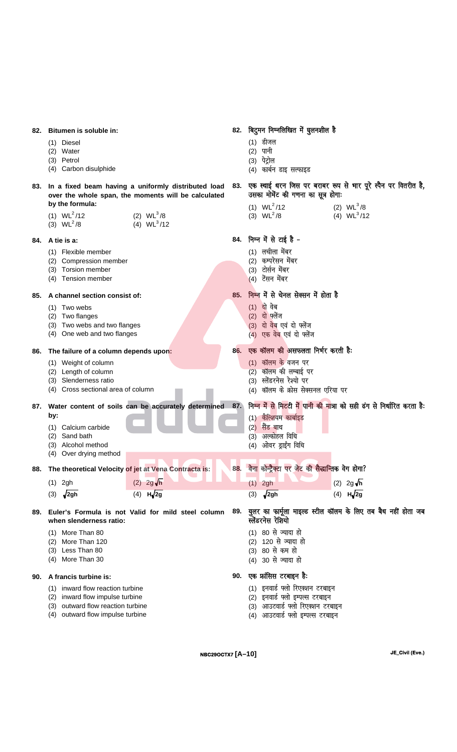**82. Bitumen is soluble in:**

(1) Diesel
(2) Water
(3) Petrol
(4) Carbon disulphide

**82. बिटुमन निम्नलिखित में घुलनशील है**

(1) डीजल
(2) पानी
(3) पेट्रोल
(4) कार्बन डाइ सल्फाइड

**83. In a fixed beam having a uniformly distributed load over the whole span, the moments will be calculated by the formula:**

(1) $WL^2/12$
(2) $WL^3/8$
(3) $WL^2/8$
(4) $WL^3/12$

**83. एक स्थाई धरन जिस पर बराबर रूप से भार पूरे स्पैन पर वितरीत है, उसका मोमेंट की गणना का सूत्र होगाः**

(1) $WL^2/12$
(2) $WL^3/8$
(3) $WL^2/8$
(4) $WL^3/12$

**84. A tie is a:**

(1) Flexible member
(2) Compression member
(3) Torsion member
(4) Tension member

**84. निम्न में से टाई है –**

(1) लचीला मेंबर
(2) कम्प्रेसन मेंबर
(3) टोर्सन मेंबर
(4) टेंसन मेंबर

**85. A channel section consist of:**

(1) Two webs
(2) Two flanges
(3) Two webs and two flanges
(4) One web and two flanges

**85. निम्न में से चेनल सेक्सन में होता है**

(1) दो वेब
(2) दो फ्लेंज
(3) दो वेब एवं दो फ्लेंज
(4) एक वेब एवं दो फ्लेंज

**86. The failure of a column depends upon:**

(1) Weight of column
(2) Length of column
(3) Slenderness ratio
(4) Cross sectional area of column

**86. एक कॉलम की असफलता निर्भर करती हैः**

(1) कॉलम के वजन पर
(2) कॉलम की लम्बाई पर
(3) स्लेंडरनेस रेश्यो पर
(4) कॉलम के क्रोस सेक्सनल एरिया पर

**87. Water content of soils can be accurately determined by:**

(1) Calcium carbide
(2) Sand bath
(3) Alcohol method
(4) Over drying method

**87. निम्न में से मिटटी में पानी की मात्रा को सही ढंग से निर्धारित करता हैः**

(1) कैल्शियम कार्बाइड
(2) सैंड बाथ
(3) अल्कोहल विधि
(4) ओवर ड्राईंग विधि

**88. The theoretical Velocity of jet at Vena Contracta is:**

(1) $2gh$
(2) $2g\sqrt{h}$
(3) $\sqrt{2gh}$
(4) $H\sqrt{2g}$

**88. वेना कोन्ट्रैक्टा पर जेट की सैद्धान्तिक वेग होगा?**

(1) $2gh$
(2) $2g\sqrt{h}$
(3) $\sqrt{2gh}$
(4) $H\sqrt{2g}$

**89. Euler's Formula is not Valid for mild steel column when slenderness ratio:**

(1) More Than 80
(2) More Than 120
(3) Less Than 80
(4) More Than 30

**89. युलर का फार्मूला माइल्ड स्टील कॉलम के लिए तब वैध नहीं होता जब स्लेंडरनेस रेशियो**

(1) 80 से ज्यादा हो
(2) 120 से ज्यादा हो
(3) 80 से कम हो
(4) 30 से ज्यादा हो

**90. A francis turbine is:**

(1) inward flow reaction turbine
(2) inward flow impulse turbine
(3) outward flow reaction turbine
(4) outward flow impulse turbine

**90. एक फ्रांसिस टरबाइन हैः**

(1) इनवार्ड फ्लो रिएक्शन टरबाइन
(2) इनवार्ड फ्लो इम्पल्स टरबाइन
(3) आउटवार्ड फ्लो रिएक्शन टरबाइन
(4) आउटवार्ड फ्लो इम्पल्स टरबाइन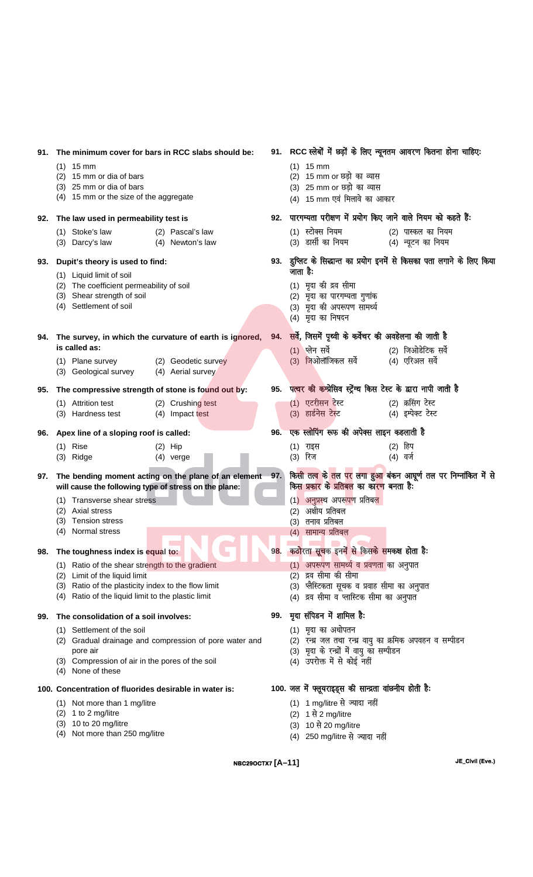**91. The minimum cover for bars in RCC slabs should be:**

(1) 15 mm
(2) 15 mm or dia of bars
(3) 25 mm or dia of bars
(4) 15 mm or the size of the aggregate

**91. RCC स्लेबों में छड़ों के लिए न्यूनतम आवरण कितना होना चाहिए:**

(1) 15 mm
(2) 15 mm or छड़ो का व्यास
(3) 25 mm or छड़ो का व्यास
(4) 15 mm एवं मिलावे का आकार

**92. The law used in permeability test is**

(1) Stoke's law (2) Pascal's law
(3) Darcy's law (4) Newton's law

**92. पारगम्यता परीक्षण में प्रयोग किए जाने वाले नियम को कहते हैं:**

(1) स्टोक्स नियम (2) पास्कल का नियम
(3) डार्सी का नियम (4) न्यूटन का नियम

**93. Dupit's theory is used to find:**

(1) Liquid limit of soil
(2) The coefficient permeability of soil
(3) Shear strength of soil
(4) Settlement of soil

**93. डुपिट के सिद्धान्त का प्रयोग इनमें से किसका पता लगाने के लिए किया जाता है:**

(1) मृदा की द्रव सीमा
(2) मृदा का पारगम्यता गुणांक
(3) मृदा की अपरूपण सामर्थ्य
(4) मृदा का निषदन

**94. The survey, in which the curvature of earth is ignored, is called as:**

(1) Plane survey (2) Geodetic survey
(3) Geological survey (4) Aerial survey

**94. सर्वे, जिसमें पृथ्वी के कर्वेचर की अवहेलना की जाती है**

(1) प्लेन सर्वे (2) जिओडेटिक सर्वे
(3) जिओलॉजिकल सर्वे (4) एरिअल सर्वे

**95. The compressive strength of stone is found out by:**

(1) Attrition test (2) Crushing test
(3) Hardness test (4) Impact test

**95. पत्थर की कम्प्रेसिव स्ट्रेंग्थ किस टेस्ट के द्वारा नापी जाती है**

(1) एटरीसन टेस्ट (2) क्रसिंग टेस्ट
(3) हार्डनेस टेस्ट (4) इम्पेक्ट टेस्ट

**96. Apex line of a sloping roof is called:**

(1) Rise (2) Hip
(3) Ridge (4) verge

**96. एक स्लोपिंग रूफ की अपेक्स लाइन कहलाती है**

(1) राइस (2) हिप
(3) रिज (4) वर्ज

**97. The bending moment acting on the plane of an element will cause the following type of stress on the plane:**

(1) Transverse shear stress
(2) Axial stress
(3) Tension stress
(4) Normal stress

**97. किसी तत्व के तल पर लगा हुआ बंकन आघूर्ण तल पर निम्नांकित में से किस प्रकार के प्रतिबल का कारण बनता है:**

(1) अनुप्रस्थ अपरूपण प्रतिबल
(2) अक्षीय प्रतिबल
(3) तनाव प्रतिबल
(4) सामान्य प्रतिबल

**98. The toughness index is equal to:**

(1) Ratio of the shear strength to the gradient
(2) Limit of the liquid limit
(3) Ratio of the plasticity index to the flow limit
(4) Ratio of the liquid limit to the plastic limit

**98. कठोरता सूचक इनमें से किसके समकक्ष होता है:**

(1) अपरूपण सामर्थ्य व प्रवणता का अनुपात
(2) द्रव सीमा की सीमा
(3) प्लैस्टिकता सूचक व प्रवाह सीमा का अनुपात
(4) द्रव सीमा व प्लास्टिक सीमा का अनुपात

**99. The consolidation of a soil involves:**

(1) Settlement of the soil
(2) Gradual drainage and compression of pore water and pore air
(3) Compression of air in the pores of the soil
(4) None of these

**99. मृदा संपिडन में शामिल है:**

(1) मृदा का अधोपतन
(2) रन्ध्र जल तथा रन्ध्र वायु का क्रमिक अपवहन व सम्पीडन
(3) मृदा के रन्ध्रों में वायु का सम्पीडन
(4) उपरोक्त में से कोई नहीं

**100. Concentration of fluorides desirable in water is:**

(1) Not more than 1 mg/litre
(2) 1 to 2 mg/litre
(3) 10 to 20 mg/litre
(4) Not more than 250 mg/litre

**100. जल में फ्लूयराइड्स की सान्द्रता वांछनीय होती है:**

(1) 1 mg/litre से ज्यादा नहीं
(2) 1 से 2 mg/litre
(3) 10 से 20 mg/litre
(4) 250 mg/litre से ज्यादा नहीं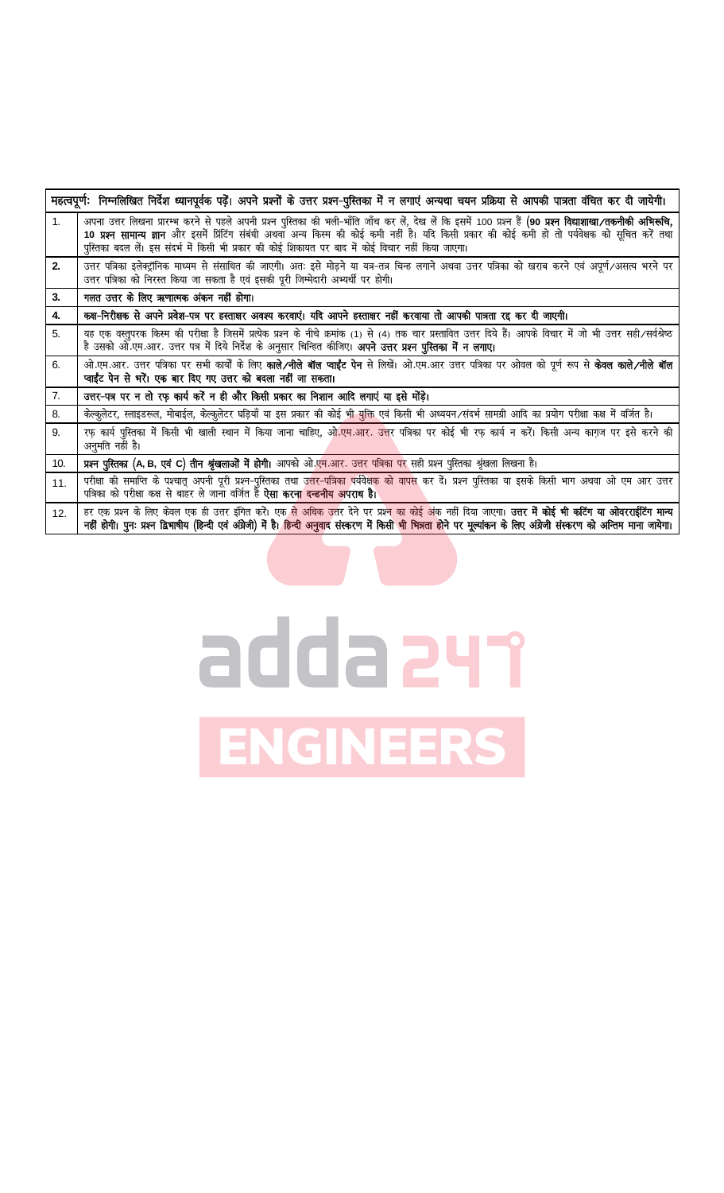| महत्वपूर्णः निम्नलिखित निर्देश ध्यानपूर्वक पढ़ें। अपने प्रश्नों के उत्तर प्रश्न-पुस्तिका में न लगाएं अन्यथा चयन प्रक्रिया से आपकी पात्रता वंचित कर दी जायेगी। | |
|---|---|
| 1. | अपना उत्तर लिखना प्रारम्भ करने से पहले अपनी प्रश्न पुस्तिका की भली-भाँति जाँच कर लें, देख लें कि इसमें 100 प्रश्न हैं **(90 प्रश्न विद्याशाखा/तकनीकी अभिरूचि, 10 प्रश्न सामान्य ज्ञान** और इसमें प्रिंटिंग संबंधी अथवा अन्य किस्म की कोई कमी नहीं है। यदि किसी प्रकार की कोई कमी हो तो पर्यवेक्षक को सूचित करें तथा पुस्तिका बदल लें। इस संदर्भ में किसी भी प्रकार की कोई शिकायत पर बाद में कोई विचार नहीं किया जाएगा। |
| **2.** | उत्तर पत्रिका इलेक्ट्रॉनिक माध्यम से संसाधित की जाएगी। अतः इसे मोड़ने या यत्र-तत्र चिन्ह लगाने अथवा उत्तर पत्रिका को खराब करने एवं अपूर्ण/असत्य भरने पर उत्तर पत्रिका को निरस्त किया जा सकता है एवं इसकी पूरी जिम्मेदारी अभ्यर्थी पर होगी। |
| **3.** | **गलत उत्तर के लिए ऋणात्मक अंकन नहीं होगा।** |
| **4.** | **कक्ष-निरीक्षक से अपने प्रवेश-पत्र पर हस्ताक्षर अवश्य करवाएं। यदि आपने हस्ताक्षर नहीं करवाया तो आपकी पात्रता रद्द कर दी जाएगी।** |
| 5. | यह एक वस्तुपरक किस्म की परीक्षा है जिसमें प्रत्येक प्रश्न के नीचे क्रमांक (1) से (4) तक चार प्रस्तावित उत्तर दिये हैं। आपके विचार में जो भी उत्तर सही/सर्वश्रेष्ठ है उसको ओ.एम.आर. उत्तर पत्र में दिये निर्देश के अनुसार चिन्हित कीजिए। **अपने उत्तर प्रश्न पुस्तिका में न लगाए।** |
| 6. | ओ.एम.आर. उत्तर पत्रिका पर सभी कार्यों के लिए **काले/नीले बॉल प्वाईंट पेन** से लिखें। ओ.एम.आर उत्तर पत्रिका पर ओवल को पूर्ण रूप से **केवल काले/नीले बॉल प्वाईंट पेन से भरें। एक बार दिए गए उत्तर को बदला नहीं जा सकता।** |
| 7. | **उत्तर-पत्र पर न तो रफ़ कार्य करें न ही और किसी प्रकार का निशान आदि लगाएं या इसे मोंड़ें।** |
| 8. | केल्कुलेटर, स्लाइडरूल, मोबाईल, केल्कुलेटर घड़ियाँ या इस प्रकार की कोई भी युक्ति एवं किसी भी अध्ययन/संदर्भ सामग्री आदि का प्रयोग परीक्षा कक्ष में वर्जित है। |
| 9. | रफ़ कार्य पुस्तिका में किसी भी खाली स्थान में किया जाना चाहिए, ओ.एम.आर. उत्तर पत्रिका पर कोई भी रफ़ कार्य न करें। किसी अन्य काग़ज पर इसे करने की अनुमति नहीं है। |
| 10. | **प्रश्न पुस्तिका (A, B, एवं C) तीन श्रृंखलाओं में होगी।** आपको ओ.एम.आर. उत्तर पत्रिका पर सही प्रश्न पुस्तिका श्रृंखला लिखना है। |
| 11. | परीक्षा की समाप्ति के पश्चात् अपनी पूरी प्रश्न-पुस्तिका तथा उत्तर-पत्रिका पर्यवेक्षक को वापस कर दें। प्रश्न पुस्तिका या इसके किसी भाग अथवा ओ एम आर उत्तर पत्रिका को परीक्षा कक्ष से बाहर ले जाना वर्जित है **ऐसा करना दन्डनीय अपराध है।** |
| 12. | हर एक प्रश्न के लिए केवल एक ही उत्तर इंगित करें। एक से अधिक उत्तर देने पर प्रश्न का कोई अंक नहीं दिया जाएगा। **उत्तर में कोई भी कटिंग या ओवरराईटिंग मान्य नहीं होगी। पुनः प्रश्न द्विभाषीय (हिन्दी एवं अंग्रेजी) में है। हिन्दी अनुवाद संस्करण में किसी भी भिन्नता होने पर मूल्यांकन के लिए अंग्रेजी संस्करण को अन्तिम माना जायेगा।** |